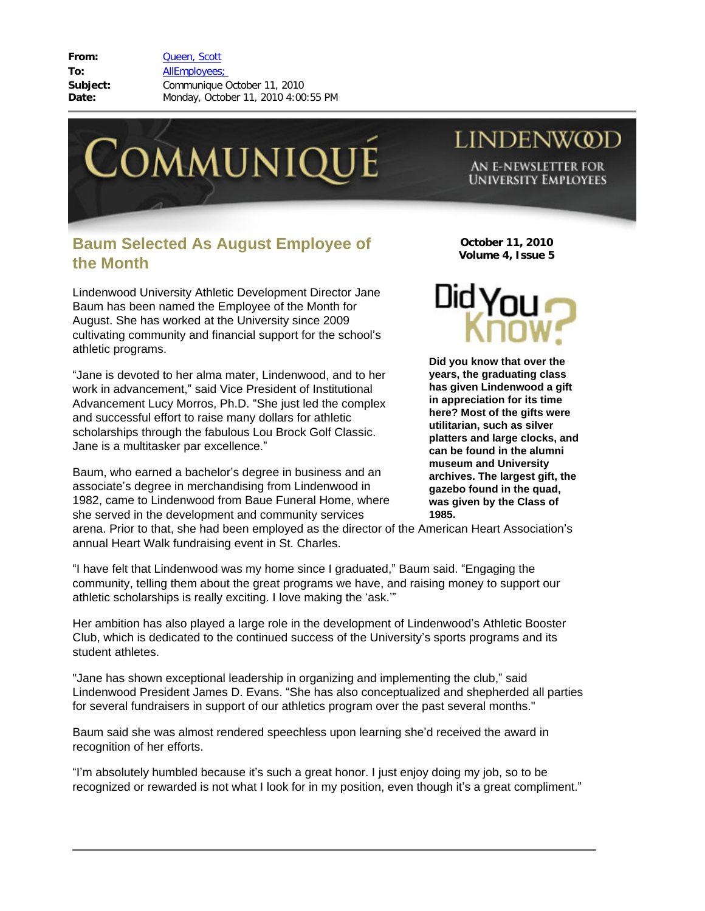**From:** Queen, Scott
**To:** AllEmployees;
**Subject:** Communique October 11, 2010
**Date:** Monday, October 11, 2010 4:00:55 PM

# COMMUNIQUÉ

LINDENWOOD

AN E-NEWSLETTER FOR UNIVERSITY EMPLOYEES

**October 11, 2010**
**Volume 4, Issue 5**

## Baum Selected As August Employee of the Month

Lindenwood University Athletic Development Director Jane Baum has been named the Employee of the Month for August. She has worked at the University since 2009 cultivating community and financial support for the school's athletic programs.

"Jane is devoted to her alma mater, Lindenwood, and to her work in advancement," said Vice President of Institutional Advancement Lucy Morros, Ph.D. "She just led the complex and successful effort to raise many dollars for athletic scholarships through the fabulous Lou Brock Golf Classic. Jane is a multitasker par excellence."

Baum, who earned a bachelor's degree in business and an associate's degree in merchandising from Lindenwood in 1982, came to Lindenwood from Baue Funeral Home, where she served in the development and community services arena. Prior to that, she had been employed as the director of the American Heart Association's annual Heart Walk fundraising event in St. Charles.

"I have felt that Lindenwood was my home since I graduated," Baum said. "Engaging the community, telling them about the great programs we have, and raising money to support our athletic scholarships is really exciting. I love making the 'ask.'"

Her ambition has also played a large role in the development of Lindenwood's Athletic Booster Club, which is dedicated to the continued success of the University's sports programs and its student athletes.

"Jane has shown exceptional leadership in organizing and implementing the club," said Lindenwood President James D. Evans. "She has also conceptualized and shepherded all parties for several fundraisers in support of our athletics program over the past several months."

Baum said she was almost rendered speechless upon learning she'd received the award in recognition of her efforts.

"I'm absolutely humbled because it's such a great honor. I just enjoy doing my job, so to be recognized or rewarded is not what I look for in my position, even though it's a great compliment."

## Did You Know?

**Did you know that over the years, the graduating class has given Lindenwood a gift in appreciation for its time here? Most of the gifts were utilitarian, such as silver platters and large clocks, and can be found in the alumni museum and University archives. The largest gift, the gazebo found in the quad, was given by the Class of 1985.**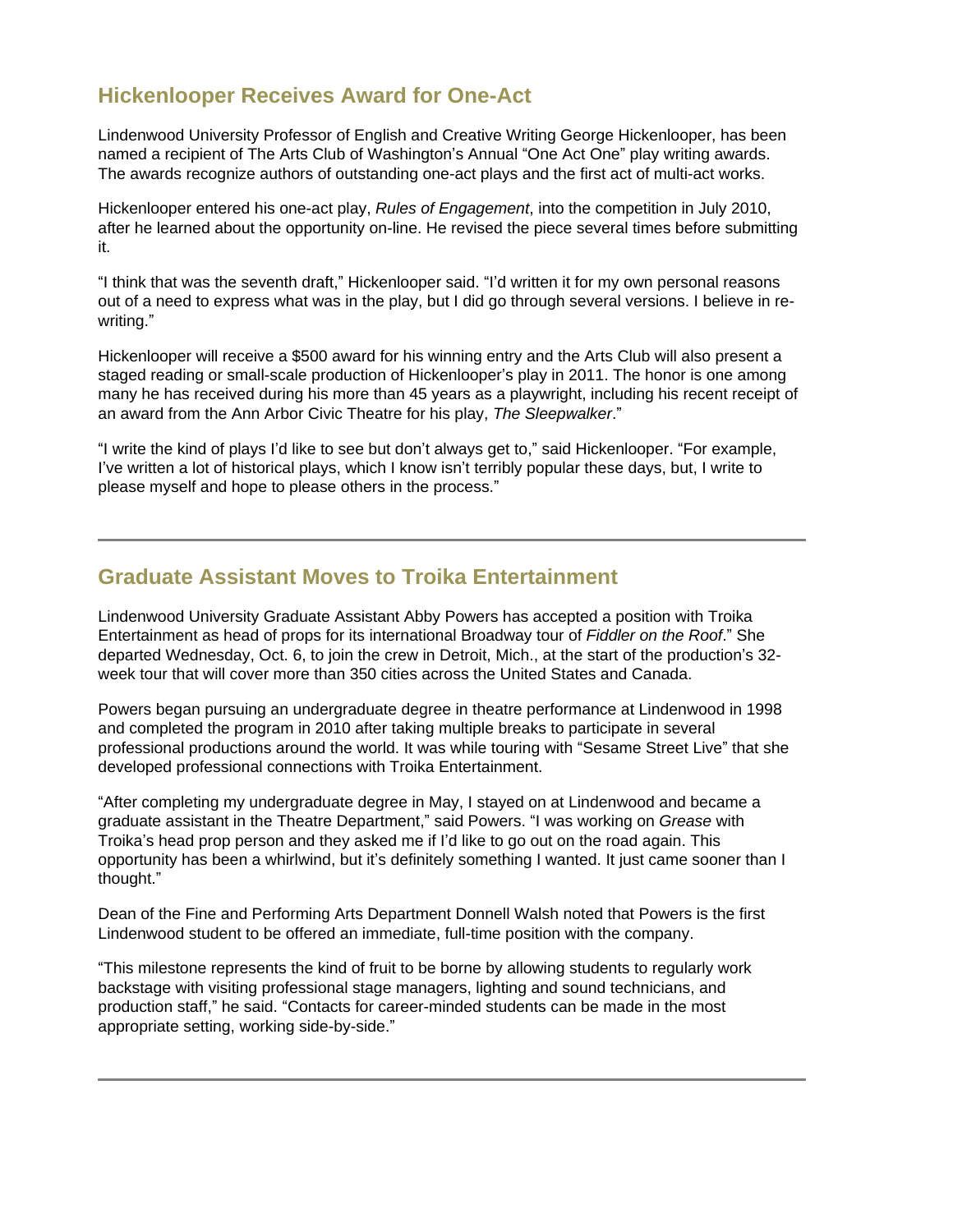## Hickenlooper Receives Award for One-Act

Lindenwood University Professor of English and Creative Writing George Hickenlooper, has been named a recipient of The Arts Club of Washington's Annual "One Act One" play writing awards. The awards recognize authors of outstanding one-act plays and the first act of multi-act works.

Hickenlooper entered his one-act play, *Rules of Engagement*, into the competition in July 2010, after he learned about the opportunity on-line. He revised the piece several times before submitting it.

"I think that was the seventh draft," Hickenlooper said. "I'd written it for my own personal reasons out of a need to express what was in the play, but I did go through several versions. I believe in re-writing."

Hickenlooper will receive a $500 award for his winning entry and the Arts Club will also present a staged reading or small-scale production of Hickenlooper's play in 2011. The honor is one among many he has received during his more than 45 years as a playwright, including his recent receipt of an award from the Ann Arbor Civic Theatre for his play, *The Sleepwalker*."

"I write the kind of plays I'd like to see but don't always get to," said Hickenlooper. "For example, I've written a lot of historical plays, which I know isn't terribly popular these days, but, I write to please myself and hope to please others in the process."

---

## Graduate Assistant Moves to Troika Entertainment

Lindenwood University Graduate Assistant Abby Powers has accepted a position with Troika Entertainment as head of props for its international Broadway tour of *Fiddler on the Roof*." She departed Wednesday, Oct. 6, to join the crew in Detroit, Mich., at the start of the production's 32-week tour that will cover more than 350 cities across the United States and Canada.

Powers began pursuing an undergraduate degree in theatre performance at Lindenwood in 1998 and completed the program in 2010 after taking multiple breaks to participate in several professional productions around the world. It was while touring with "Sesame Street Live" that she developed professional connections with Troika Entertainment.

"After completing my undergraduate degree in May, I stayed on at Lindenwood and became a graduate assistant in the Theatre Department," said Powers. "I was working on *Grease* with Troika's head prop person and they asked me if I'd like to go out on the road again. This opportunity has been a whirlwind, but it's definitely something I wanted. It just came sooner than I thought."

Dean of the Fine and Performing Arts Department Donnell Walsh noted that Powers is the first Lindenwood student to be offered an immediate, full-time position with the company.

"This milestone represents the kind of fruit to be borne by allowing students to regularly work backstage with visiting professional stage managers, lighting and sound technicians, and production staff," he said. "Contacts for career-minded students can be made in the most appropriate setting, working side-by-side."

---